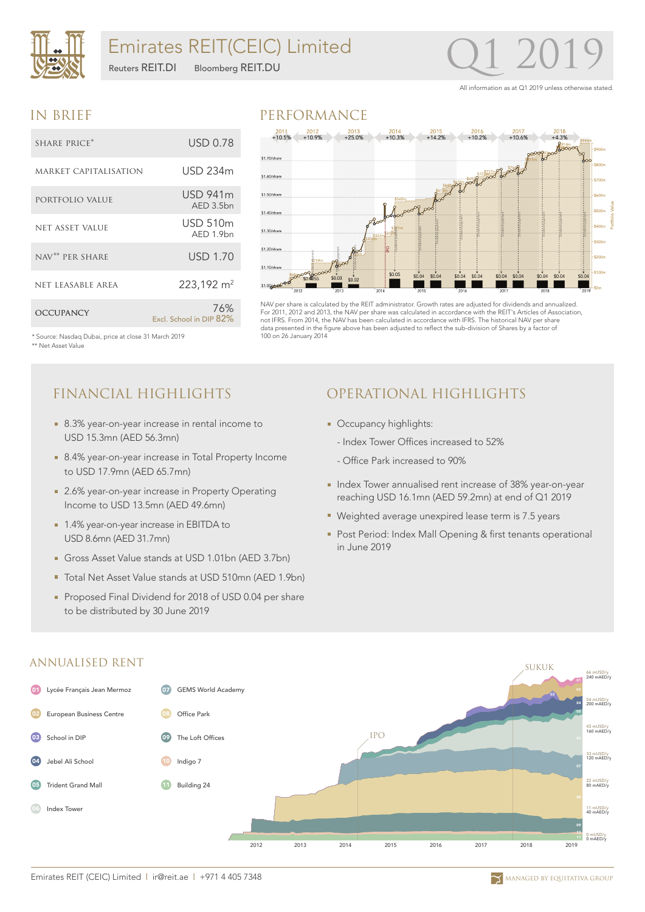# Emirates REIT(CEIC) Limited

Reuters REIT.DI Bloomberg REIT.DU

# Q1 2019

All information as at Q1 2019 unless otherwise stated.

## IN BRIEF

| | |
|---|---|
| SHARE PRICE* | USD 0.78 |
| MARKET CAPITALISATION | USD 234m |
| PORTFOLIO VALUE | USD 941m AED 3.5bn |
| NET ASSET VALUE | USD 510m AED 1.9bn |
| NAV** PER SHARE | USD 1.70 |
| NET LEASABLE AREA | 223,192 m$^2$ |
| OCCUPANCY | 76% Excl. School in DIP 82% |

\* Source: Nasdaq Dubai, price at close 31 March 2019

** Net Asset Value

## PERFORMANCE

NAV per share is calculated by the REIT administrator. Growth rates are adjusted for dividends and annualized. For 2011, 2012 and 2013, the NAV per share was calculated in accordance with the REIT's Articles of Association, not IFRS. From 2014, the NAV has been calculated in accordance with IFRS. The historical NAV per share data presented in the figure above has been adjusted to reflect the sub-division of Shares by a factor of 100 on 26 January 2014

## FINANCIAL HIGHLIGHTS

- 8.3% year-on-year increase in rental income to USD 15.3mn (AED 56.3mn)
- 8.4% year-on-year increase in Total Property Income to USD 17.9mn (AED 65.7mn)
- 2.6% year-on-year increase in Property Operating Income to USD 13.5mn (AED 49.6mn)
- 1.4% year-on-year increase in EBITDA to USD 8.6mn (AED 31.7mn)
- Gross Asset Value stands at USD 1.01bn (AED 3.7bn)
- Total Net Asset Value stands at USD 510mn (AED 1.9bn)
- Proposed Final Dividend for 2018 of USD 0.04 per share to be distributed by 30 June 2019

## OPERATIONAL HIGHLIGHTS

- Occupancy highlights:
  - Index Tower Offices increased to 52%
  - Office Park increased to 90%
- Index Tower annualised rent increase of 38% year-on-year reaching USD 16.1mn (AED 59.2mn) at end of Q1 2019
- Weighted average unexpired lease term is 7.5 years
- Post Period: Index Mall Opening & first tenants operational in June 2019

## ANNUALISED RENT

01 Lycée Français Jean Mermoz
02 European Business Centre
03 School in DIP
04 Jebel Ali School
05 Trident Grand Mall
06 Index Tower
07 GEMS World Academy
08 Office Park
09 The Loft Offices
10 Indigo 7
11 Building 24

Emirates REIT (CEIC) Limited | ir@reit.ae | +971 4 405 7348

MANAGED BY EQUITATIVA GROUP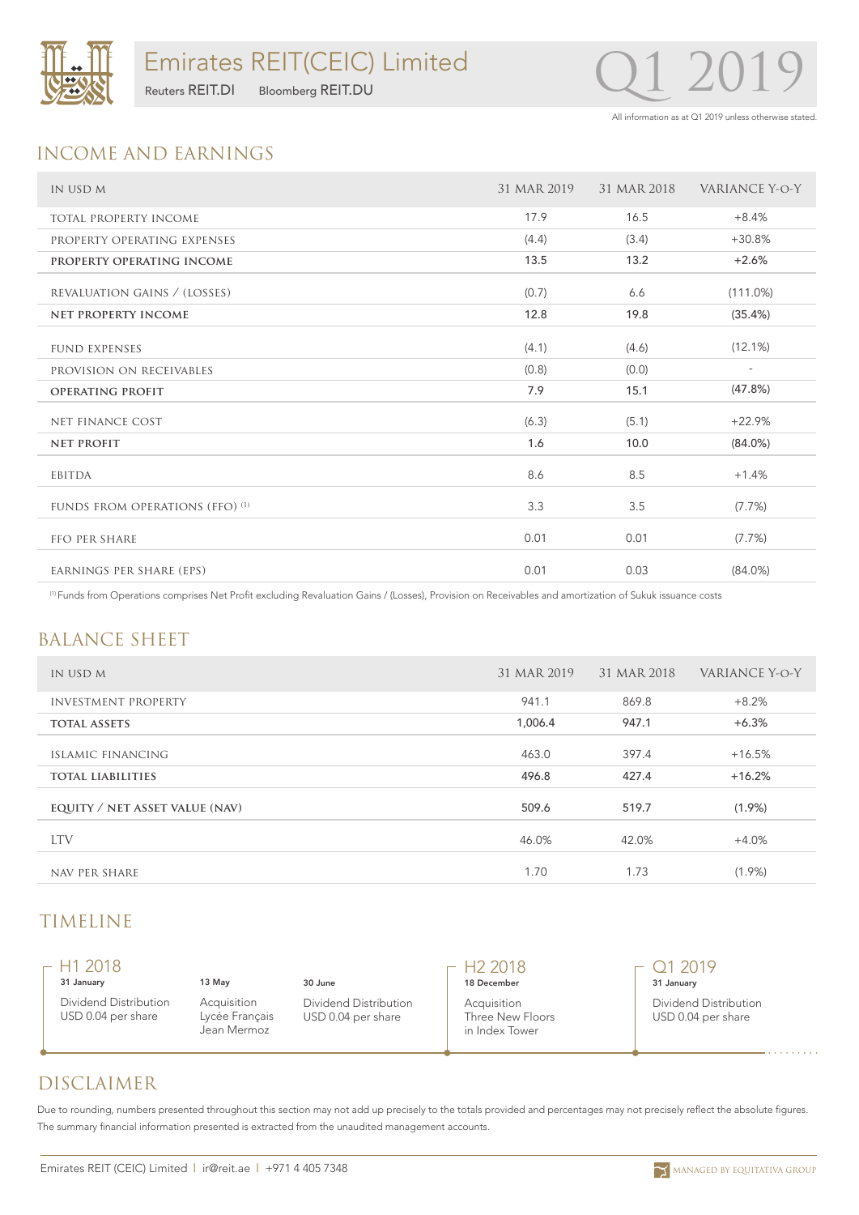# Emirates REIT(CEIC) Limited

Reuters REIT.DI Bloomberg REIT.DU

Q1 2019

All information as at Q1 2019 unless otherwise stated.

## INCOME AND EARNINGS

| IN USD M | 31 MAR 2019 | 31 MAR 2018 | VARIANCE Y-O-Y |
|---|---|---|---|
| TOTAL PROPERTY INCOME | 17.9 | 16.5 | +8.4% |
| PROPERTY OPERATING EXPENSES | (4.4) | (3.4) | +30.8% |
| **PROPERTY OPERATING INCOME** | **13.5** | **13.2** | **+2.6%** |
| REVALUATION GAINS / (LOSSES) | (0.7) | 6.6 | (111.0%) |
| **NET PROPERTY INCOME** | **12.8** | **19.8** | **(35.4%)** |
| FUND EXPENSES | (4.1) | (4.6) | (12.1%) |
| PROVISION ON RECEIVABLES | (0.8) | (0.0) | - |
| **OPERATING PROFIT** | **7.9** | **15.1** | **(47.8%)** |
| NET FINANCE COST | (6.3) | (5.1) | +22.9% |
| **NET PROFIT** | **1.6** | **10.0** | **(84.0%)** |
| EBITDA | 8.6 | 8.5 | +1.4% |
| FUNDS FROM OPERATIONS (FFO) [1] | 3.3 | 3.5 | (7.7%) |
| FFO PER SHARE | 0.01 | 0.01 | (7.7%) |
| EARNINGS PER SHARE (EPS) | 0.01 | 0.03 | (84.0%) |

[1] Funds from Operations comprises Net Profit excluding Revaluation Gains / (Losses), Provision on Receivables and amortization of Sukuk issuance costs

## BALANCE SHEET

| IN USD M | 31 MAR 2019 | 31 MAR 2018 | VARIANCE Y-O-Y |
|---|---|---|---|
| INVESTMENT PROPERTY | 941.1 | 869.8 | +8.2% |
| **TOTAL ASSETS** | **1,006.4** | **947.1** | **+6.3%** |
| ISLAMIC FINANCING | 463.0 | 397.4 | +16.5% |
| **TOTAL LIABILITIES** | **496.8** | **427.4** | **+16.2%** |
| **EQUITY / NET ASSET VALUE (NAV)** | **509.6** | **519.7** | **(1.9%)** |
| LTV | 46.0% | 42.0% | +4.0% |
| NAV PER SHARE | 1.70 | 1.73 | (1.9%) |

## TIMELINE

**H1 2018**

**31 January**
Dividend Distribution USD 0.04 per share

**13 May**
Acquisition Lycée Français Jean Mermoz

**30 June**
Dividend Distribution USD 0.04 per share

**H2 2018**

**18 December**
Acquisition Three New Floors in Index Tower

**Q1 2019**

**31 January**
Dividend Distribution USD 0.04 per share

## DISCLAIMER

Due to rounding, numbers presented throughout this section may not add up precisely to the totals provided and percentages may not precisely reflect the absolute figures. The summary financial information presented is extracted from the unaudited management accounts.

Emirates REIT (CEIC) Limited | ir@reit.ae | +971 4 405 7348

MANAGED BY EQUITATIVA GROUP